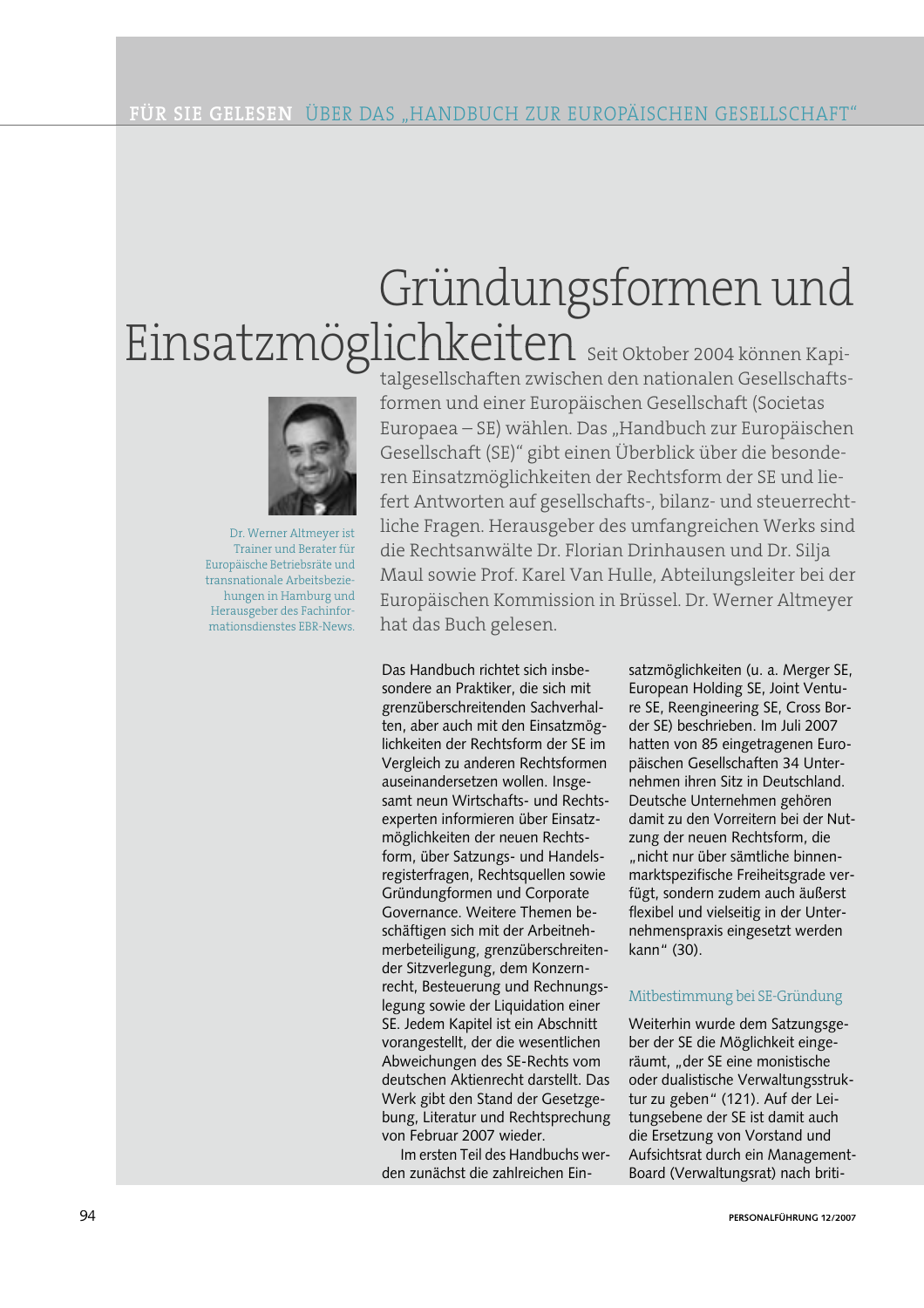FÜR SIE GELESEN ÜBER DAS „HANDBUCH ZUR EUROPÄISCHEN GESELLSCHAFT“

# Gründungsformen und Einsatzmöglichkeiten

Seit Oktober 2004 können Kapitalgesellschaften zwischen den nationalen Gesellschaftsformen und einer Europäischen Gesellschaft (Societas Europaea – SE) wählen. Das „Handbuch zur Europäischen Gesellschaft (SE)“ gibt einen Überblick über die besonderen Einsatzmöglichkeiten der Rechtsform der SE und liefert Antworten auf gesellschafts-, bilanz- und steuerrechtliche Fragen. Herausgeber des umfangreichen Werks sind die Rechtsanwälte Dr. Florian Drinhausen und Dr. Silja Maul sowie Prof. Karel Van Hulle, Abteilungsleiter bei der Europäischen Kommission in Brüssel. Dr. Werner Altmeyer hat das Buch gelesen.

Dr. Werner Altmeyer ist Trainer und Berater für Europäische Betriebsräte und transnationale Arbeitsbeziehungen in Hamburg und Herausgeber des Fachinformationsdienstes EBR-News.

Das Handbuch richtet sich insbesondere an Praktiker, die sich mit grenzüberschreitenden Sachverhalten, aber auch mit den Einsatzmöglichkeiten der Rechtsform der SE im Vergleich zu anderen Rechtsformen auseinandersetzen wollen. Insgesamt neun Wirtschafts- und Rechtsexperten informieren über Einsatzmöglichkeiten der neuen Rechtsform, über Satzungs- und Handelsregisterfragen, Rechtsquellen sowie Gründungformen und Corporate Governance. Weitere Themen beschäftigen sich mit der Arbeitnehmerbeteiligung, grenzüberschreitender Sitzverlegung, dem Konzernrecht, Besteuerung und Rechnungslegung sowie der Liquidation einer SE. Jedem Kapitel ist ein Abschnitt vorangestellt, der die wesentlichen Abweichungen des SE-Rechts vom deutschen Aktienrecht darstellt. Das Werk gibt den Stand der Gesetzgebung, Literatur und Rechtsprechung von Februar 2007 wieder.

Im ersten Teil des Handbuchs werden zunächst die zahlreichen Einsatzmöglichkeiten (u. a. Merger SE, European Holding SE, Joint Venture SE, Reengineering SE, Cross Border SE) beschrieben. Im Juli 2007 hatten von 85 eingetragenen Europäischen Gesellschaften 34 Unternehmen ihren Sitz in Deutschland. Deutsche Unternehmen gehören damit zu den Vorreitern bei der Nutzung der neuen Rechtsform, die „nicht nur über sämtliche binnenmarktspezifische Freiheitsgrade verfügt, sondern zudem auch äußerst flexibel und vielseitig in der Unternehmenspraxis eingesetzt werden kann“ (30).

## Mitbestimmung bei SE-Gründung

Weiterhin wurde dem Satzungsgeber der SE die Möglichkeit eingeräumt, „der SE eine monistische oder dualistische Verwaltungsstruktur zu geben“ (121). Auf der Leitungsebene der SE ist damit auch die Ersetzung von Vorstand und Aufsichtsrat durch ein Management-Board (Verwaltungsrat) nach briti-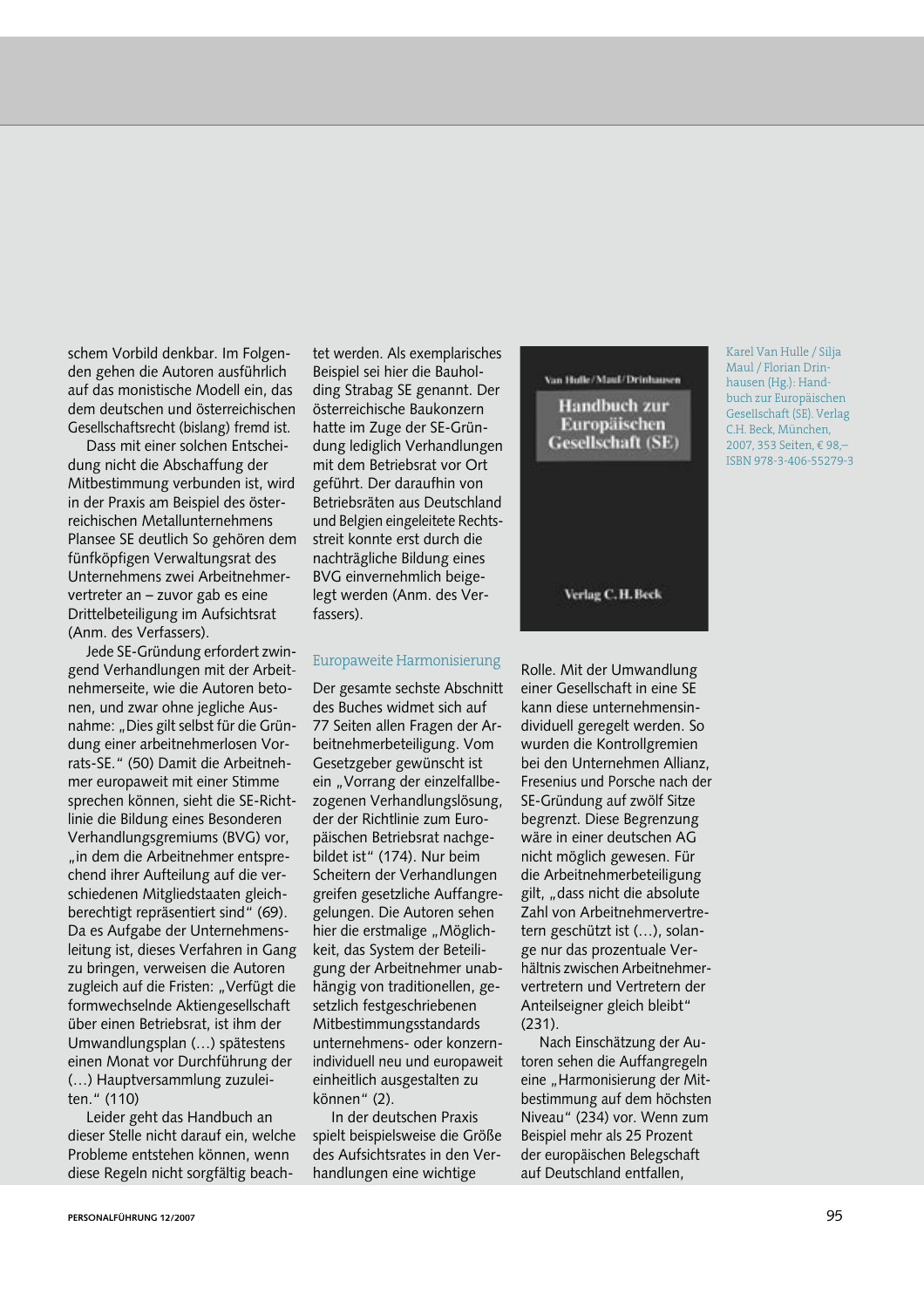schem Vorbild denkbar. Im Folgenden gehen die Autoren ausführlich auf das monistische Modell ein, das dem deutschen und österreichischen Gesellschaftsrecht (bislang) fremd ist.

Dass mit einer solchen Entscheidung nicht die Abschaffung der Mitbestimmung verbunden ist, wird in der Praxis am Beispiel des österreichischen Metallunternehmens Plansee SE deutlich So gehören dem fünfköpfigen Verwaltungsrat des Unternehmens zwei Arbeitnehmervertreter an – zuvor gab es eine Drittelbeteiligung im Aufsichtsrat (Anm. des Verfassers).

Jede SE-Gründung erfordert zwingend Verhandlungen mit der Arbeitnehmerseite, wie die Autoren betonen, und zwar ohne jegliche Ausnahme: „Dies gilt selbst für die Gründung einer arbeitnehmerlosen Vorrats-SE." (50) Damit die Arbeitnehmer europaweit mit einer Stimme sprechen können, sieht die SE-Richtlinie die Bildung eines Besonderen Verhandlungsgremiums (BVG) vor, „in dem die Arbeitnehmer entsprechend ihrer Aufteilung auf die verschiedenen Mitgliedstaaten gleichberechtigt repräsentiert sind" (69). Da es Aufgabe der Unternehmensleitung ist, dieses Verfahren in Gang zu bringen, verweisen die Autoren zugleich auf die Fristen: „Verfügt die formwechselnde Aktiengesellschaft über einen Betriebsrat, ist ihm der Umwandlungsplan (…) spätestens einen Monat vor Durchführung der (…) Hauptversammlung zuzuleiten." (110)

Leider geht das Handbuch an dieser Stelle nicht darauf ein, welche Probleme entstehen können, wenn diese Regeln nicht sorgfältig beachtet werden. Als exemplarisches Beispiel sei hier die Bauholding Strabag SE genannt. Der österreichische Baukonzern hatte im Zuge der SE-Gründung lediglich Verhandlungen mit dem Betriebsrat vor Ort geführt. Der daraufhin von Betriebsräten aus Deutschland und Belgien eingeleitete Rechtsstreit konnte erst durch die nachträgliche Bildung eines BVG einvernehmlich beigelegt werden (Anm. des Verfassers).

## Europaweite Harmonisierung

Der gesamte sechste Abschnitt des Buches widmet sich auf 77 Seiten allen Fragen der Arbeitnehmerbeteiligung. Vom Gesetzgeber gewünscht ist ein „Vorrang der einzelfallbezogenen Verhandlungslösung, der der Richtlinie zum Europäischen Betriebsrat nachgebildet ist" (174). Nur beim Scheitern der Verhandlungen greifen gesetzliche Auffangregelungen. Die Autoren sehen hier die erstmalige „Möglichkeit, das System der Beteiligung der Arbeitnehmer unabhängig von traditionellen, gesetzlich festgeschriebenen Mitbestimmungsstandards unternehmens- oder konzernindividuell neu und europaweit einheitlich ausgestalten zu können" (2).

In der deutschen Praxis spielt beispielsweise die Größe des Aufsichtsrates in den Verhandlungen eine wichtige Rolle. Mit der Umwandlung einer Gesellschaft in eine SE kann diese unternehmensindividuell geregelt werden. So wurden die Kontrollgremien bei den Unternehmen Allianz, Fresenius und Porsche nach der SE-Gründung auf zwölf Sitze begrenzt. Diese Begrenzung wäre in einer deutschen AG nicht möglich gewesen. Für die Arbeitnehmerbeteiligung gilt, „dass nicht die absolute Zahl von Arbeitnehmervertretern geschützt ist (…), solange nur das prozentuale Verhältnis zwischen Arbeitnehmervertretern und Vertretern der Anteilseigner gleich bleibt" (231).

Nach Einschätzung der Autoren sehen die Auffangregeln eine „Harmonisierung der Mitbestimmung auf dem höchsten Niveau" (234) vor. Wenn zum Beispiel mehr als 25 Prozent der europäischen Belegschaft auf Deutschland entfallen,

Karel Van Hulle / Silja Maul / Florian Drinhausen (Hg.): Handbuch zur Europäischen Gesellschaft (SE). Verlag C.H. Beck, München, 2007, 353 Seiten, € 98,– ISBN 978-3-406-55279-3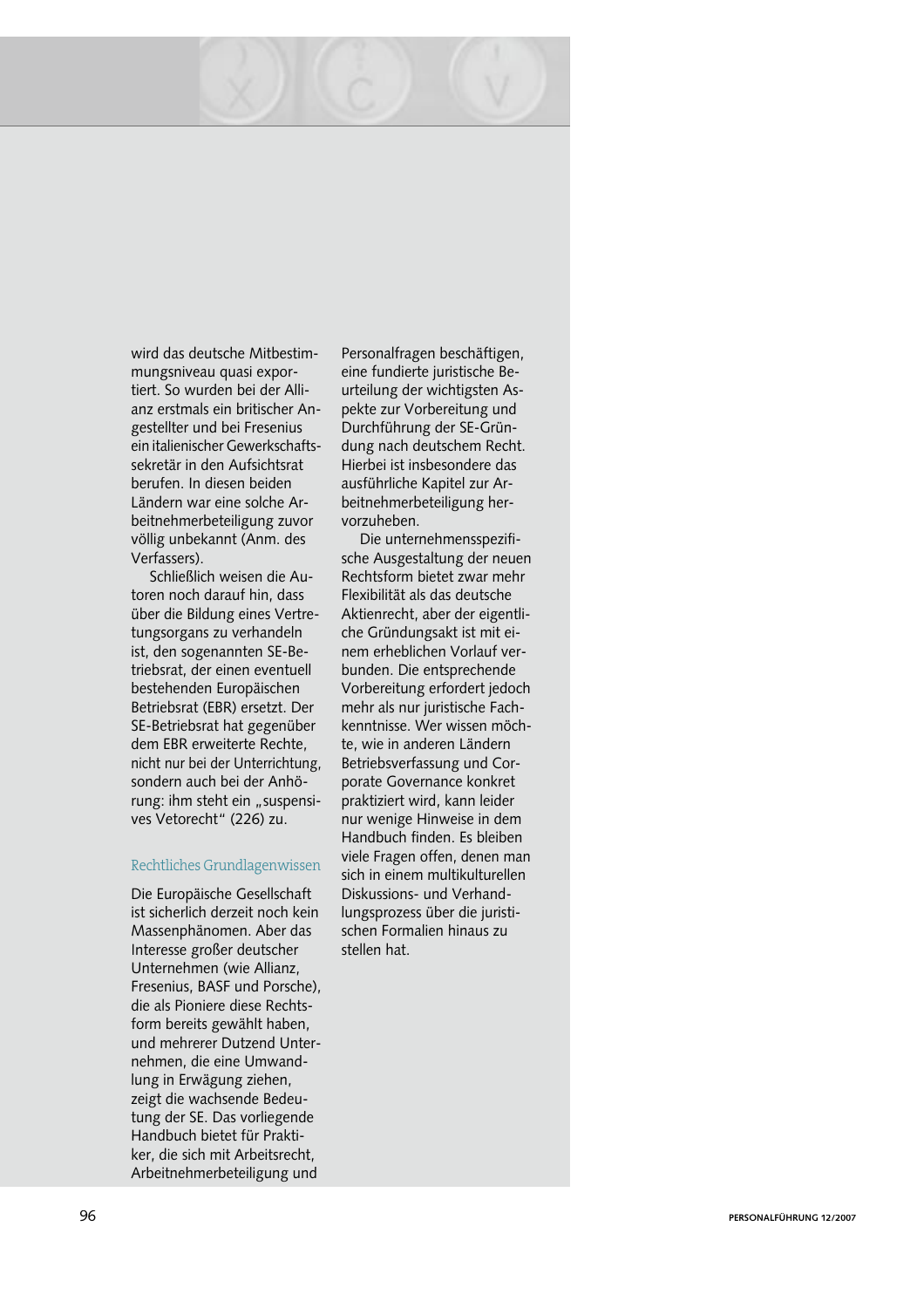wird das deutsche Mitbestimmungsniveau quasi exportiert. So wurden bei der Allianz erstmals ein britischer Angestellter und bei Fresenius ein italienischer Gewerkschaftssekretär in den Aufsichtsrat berufen. In diesen beiden Ländern war eine solche Arbeitnehmerbeteiligung zuvor völlig unbekannt (Anm. des Verfassers).

Schließlich weisen die Autoren noch darauf hin, dass über die Bildung eines Vertretungsorgans zu verhandeln ist, den sogenannten SE-Betriebsrat, der einen eventuell bestehenden Europäischen Betriebsrat (EBR) ersetzt. Der SE-Betriebsrat hat gegenüber dem EBR erweiterte Rechte, nicht nur bei der Unterrichtung, sondern auch bei der Anhörung: ihm steht ein „suspensives Vetorecht" (226) zu.

## Rechtliches Grundlagenwissen

Die Europäische Gesellschaft ist sicherlich derzeit noch kein Massenphänomen. Aber das Interesse großer deutscher Unternehmen (wie Allianz, Fresenius, BASF und Porsche), die als Pioniere diese Rechtsform bereits gewählt haben, und mehrerer Dutzend Unternehmen, die eine Umwandlung in Erwägung ziehen, zeigt die wachsende Bedeutung der SE. Das vorliegende Handbuch bietet für Praktiker, die sich mit Arbeitsrecht, Arbeitnehmerbeteiligung und Personalfragen beschäftigen, eine fundierte juristische Beurteilung der wichtigsten Aspekte zur Vorbereitung und Durchführung der SE-Gründung nach deutschem Recht. Hierbei ist insbesondere das ausführliche Kapitel zur Arbeitnehmerbeteiligung hervorzuheben.

Die unternehmensspezifische Ausgestaltung der neuen Rechtsform bietet zwar mehr Flexibilität als das deutsche Aktienrecht, aber der eigentliche Gründungsakt ist mit einem erheblichen Vorlauf verbunden. Die entsprechende Vorbereitung erfordert jedoch mehr als nur juristische Fachkenntnisse. Wer wissen möchte, wie in anderen Ländern Betriebsverfassung und Corporate Governance konkret praktiziert wird, kann leider nur wenige Hinweise in dem Handbuch finden. Es bleiben viele Fragen offen, denen man sich in einem multikulturellen Diskussions- und Verhandlungsprozess über die juristischen Formalien hinaus zu stellen hat.